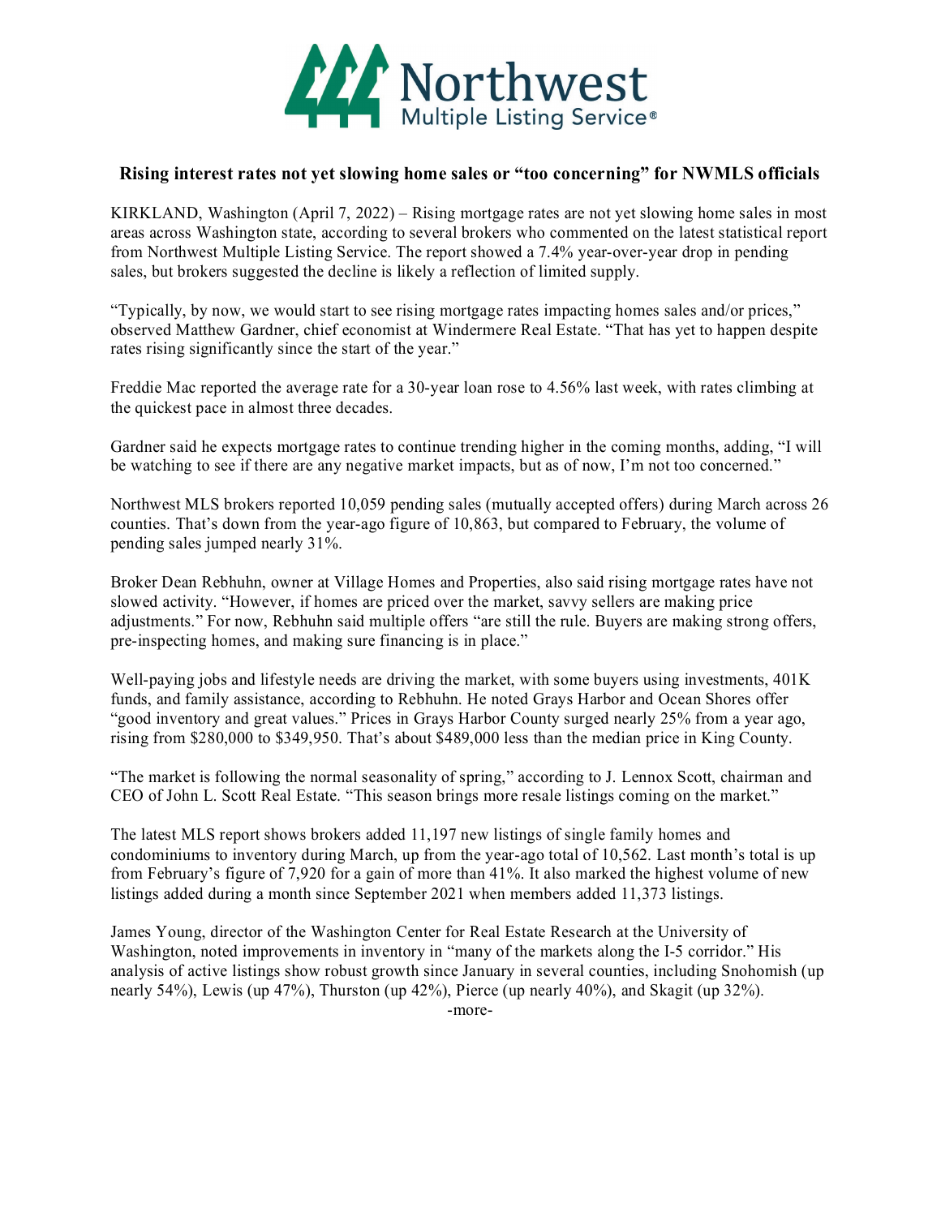Northwest Multiple Listing Service®

## Rising interest rates not yet slowing home sales or "too concerning" for NWMLS officials

KIRKLAND, Washington (April 7, 2022) – Rising mortgage rates are not yet slowing home sales in most areas across Washington state, according to several brokers who commented on the latest statistical report from Northwest Multiple Listing Service. The report showed a 7.4% year-over-year drop in pending sales, but brokers suggested the decline is likely a reflection of limited supply.

"Typically, by now, we would start to see rising mortgage rates impacting homes sales and/or prices," observed Matthew Gardner, chief economist at Windermere Real Estate. "That has yet to happen despite rates rising significantly since the start of the year."

Freddie Mac reported the average rate for a 30-year loan rose to 4.56% last week, with rates climbing at the quickest pace in almost three decades.

Gardner said he expects mortgage rates to continue trending higher in the coming months, adding, "I will be watching to see if there are any negative market impacts, but as of now, I'm not too concerned."

Northwest MLS brokers reported 10,059 pending sales (mutually accepted offers) during March across 26 counties. That's down from the year-ago figure of 10,863, but compared to February, the volume of pending sales jumped nearly 31%.

Broker Dean Rebhuhn, owner at Village Homes and Properties, also said rising mortgage rates have not slowed activity. "However, if homes are priced over the market, savvy sellers are making price adjustments." For now, Rebhuhn said multiple offers "are still the rule. Buyers are making strong offers, pre-inspecting homes, and making sure financing is in place."

Well-paying jobs and lifestyle needs are driving the market, with some buyers using investments, 401K funds, and family assistance, according to Rebhuhn. He noted Grays Harbor and Ocean Shores offer "good inventory and great values." Prices in Grays Harbor County surged nearly 25% from a year ago, rising from $280,000 to $349,950. That's about $489,000 less than the median price in King County.

"The market is following the normal seasonality of spring," according to J. Lennox Scott, chairman and CEO of John L. Scott Real Estate. "This season brings more resale listings coming on the market."

The latest MLS report shows brokers added 11,197 new listings of single family homes and condominiums to inventory during March, up from the year-ago total of 10,562. Last month's total is up from February's figure of 7,920 for a gain of more than 41%. It also marked the highest volume of new listings added during a month since September 2021 when members added 11,373 listings.

James Young, director of the Washington Center for Real Estate Research at the University of Washington, noted improvements in inventory in "many of the markets along the I-5 corridor." His analysis of active listings show robust growth since January in several counties, including Snohomish (up nearly 54%), Lewis (up 47%), Thurston (up 42%), Pierce (up nearly 40%), and Skagit (up 32%).

-more-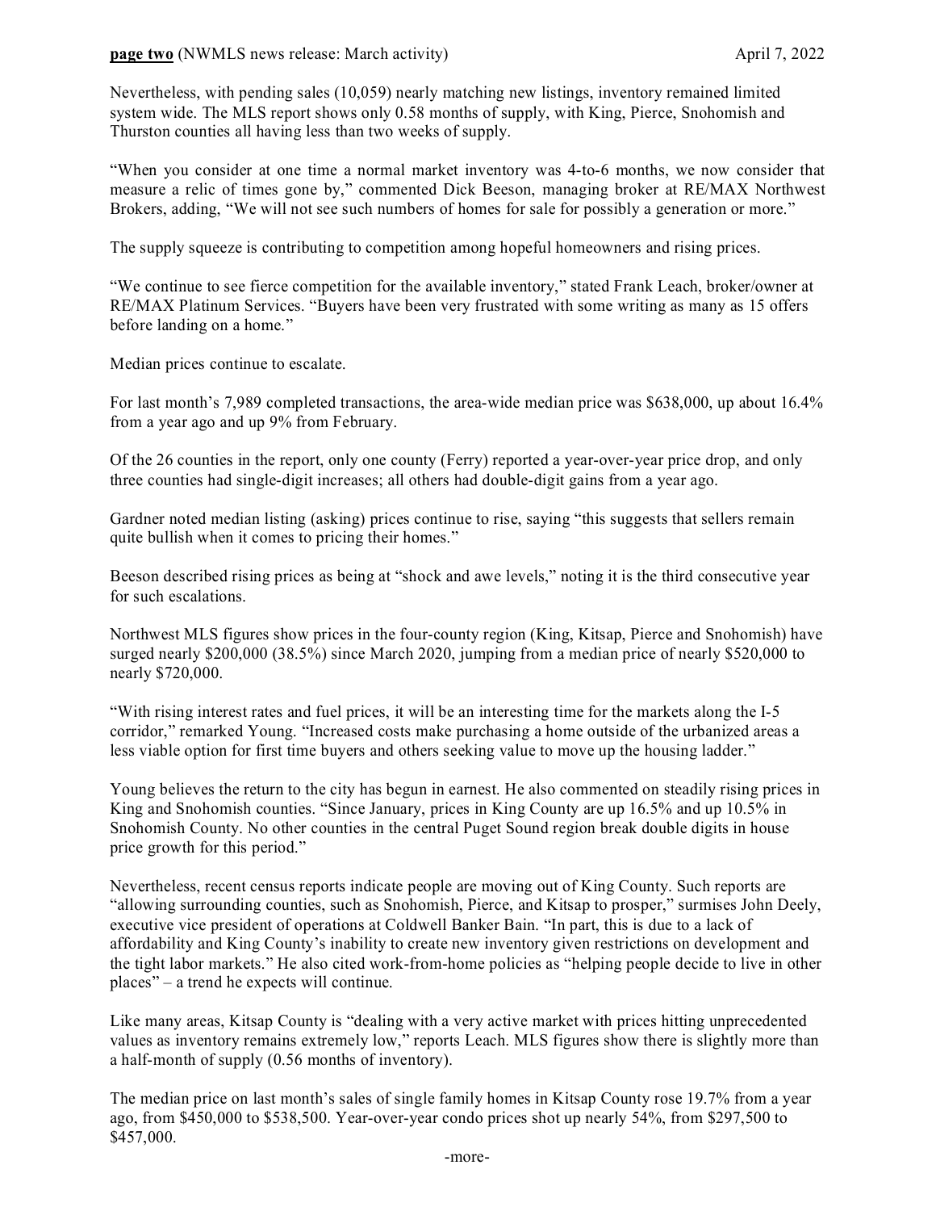Nevertheless, with pending sales (10,059) nearly matching new listings, inventory remained limited system wide. The MLS report shows only 0.58 months of supply, with King, Pierce, Snohomish and Thurston counties all having less than two weeks of supply.

"When you consider at one time a normal market inventory was 4-to-6 months, we now consider that measure a relic of times gone by," commented Dick Beeson, managing broker at RE/MAX Northwest Brokers, adding, "We will not see such numbers of homes for sale for possibly a generation or more."

The supply squeeze is contributing to competition among hopeful homeowners and rising prices.

"We continue to see fierce competition for the available inventory," stated Frank Leach, broker/owner at RE/MAX Platinum Services. "Buyers have been very frustrated with some writing as many as 15 offers before landing on a home."

Median prices continue to escalate.

For last month's 7,989 completed transactions, the area-wide median price was $638,000, up about 16.4% from a year ago and up 9% from February.

Of the 26 counties in the report, only one county (Ferry) reported a year-over-year price drop, and only three counties had single-digit increases; all others had double-digit gains from a year ago.

Gardner noted median listing (asking) prices continue to rise, saying "this suggests that sellers remain quite bullish when it comes to pricing their homes."

Beeson described rising prices as being at "shock and awe levels," noting it is the third consecutive year for such escalations.

Northwest MLS figures show prices in the four-county region (King, Kitsap, Pierce and Snohomish) have surged nearly $200,000 (38.5%) since March 2020, jumping from a median price of nearly $520,000 to nearly $720,000.

"With rising interest rates and fuel prices, it will be an interesting time for the markets along the I-5 corridor," remarked Young. "Increased costs make purchasing a home outside of the urbanized areas a less viable option for first time buyers and others seeking value to move up the housing ladder."

Young believes the return to the city has begun in earnest. He also commented on steadily rising prices in King and Snohomish counties. "Since January, prices in King County are up 16.5% and up 10.5% in Snohomish County. No other counties in the central Puget Sound region break double digits in house price growth for this period."

Nevertheless, recent census reports indicate people are moving out of King County. Such reports are "allowing surrounding counties, such as Snohomish, Pierce, and Kitsap to prosper," surmises John Deely, executive vice president of operations at Coldwell Banker Bain. "In part, this is due to a lack of affordability and King County's inability to create new inventory given restrictions on development and the tight labor markets." He also cited work-from-home policies as "helping people decide to live in other places" – a trend he expects will continue.

Like many areas, Kitsap County is "dealing with a very active market with prices hitting unprecedented values as inventory remains extremely low," reports Leach. MLS figures show there is slightly more than a half-month of supply (0.56 months of inventory).

The median price on last month's sales of single family homes in Kitsap County rose 19.7% from a year ago, from $450,000 to $538,500. Year-over-year condo prices shot up nearly 54%, from $297,500 to $457,000.

-more-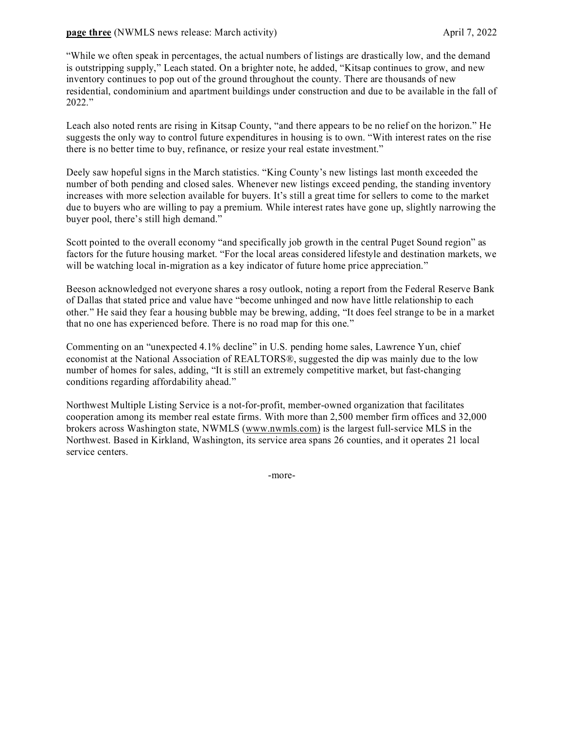"While we often speak in percentages, the actual numbers of listings are drastically low, and the demand is outstripping supply," Leach stated. On a brighter note, he added, "Kitsap continues to grow, and new inventory continues to pop out of the ground throughout the county. There are thousands of new residential, condominium and apartment buildings under construction and due to be available in the fall of 2022."

Leach also noted rents are rising in Kitsap County, "and there appears to be no relief on the horizon." He suggests the only way to control future expenditures in housing is to own. "With interest rates on the rise there is no better time to buy, refinance, or resize your real estate investment."

Deely saw hopeful signs in the March statistics. "King County's new listings last month exceeded the number of both pending and closed sales. Whenever new listings exceed pending, the standing inventory increases with more selection available for buyers. It's still a great time for sellers to come to the market due to buyers who are willing to pay a premium. While interest rates have gone up, slightly narrowing the buyer pool, there's still high demand."

Scott pointed to the overall economy "and specifically job growth in the central Puget Sound region" as factors for the future housing market. "For the local areas considered lifestyle and destination markets, we will be watching local in-migration as a key indicator of future home price appreciation."

Beeson acknowledged not everyone shares a rosy outlook, noting a report from the Federal Reserve Bank of Dallas that stated price and value have "become unhinged and now have little relationship to each other." He said they fear a housing bubble may be brewing, adding, "It does feel strange to be in a market that no one has experienced before. There is no road map for this one."

Commenting on an "unexpected 4.1% decline" in U.S. pending home sales, Lawrence Yun, chief economist at the National Association of REALTORS®, suggested the dip was mainly due to the low number of homes for sales, adding, "It is still an extremely competitive market, but fast-changing conditions regarding affordability ahead."

Northwest Multiple Listing Service is a not-for-profit, member-owned organization that facilitates cooperation among its member real estate firms. With more than 2,500 member firm offices and 32,000 brokers across Washington state, NWMLS (www.nwmls.com) is the largest full-service MLS in the Northwest. Based in Kirkland, Washington, its service area spans 26 counties, and it operates 21 local service centers.

-more-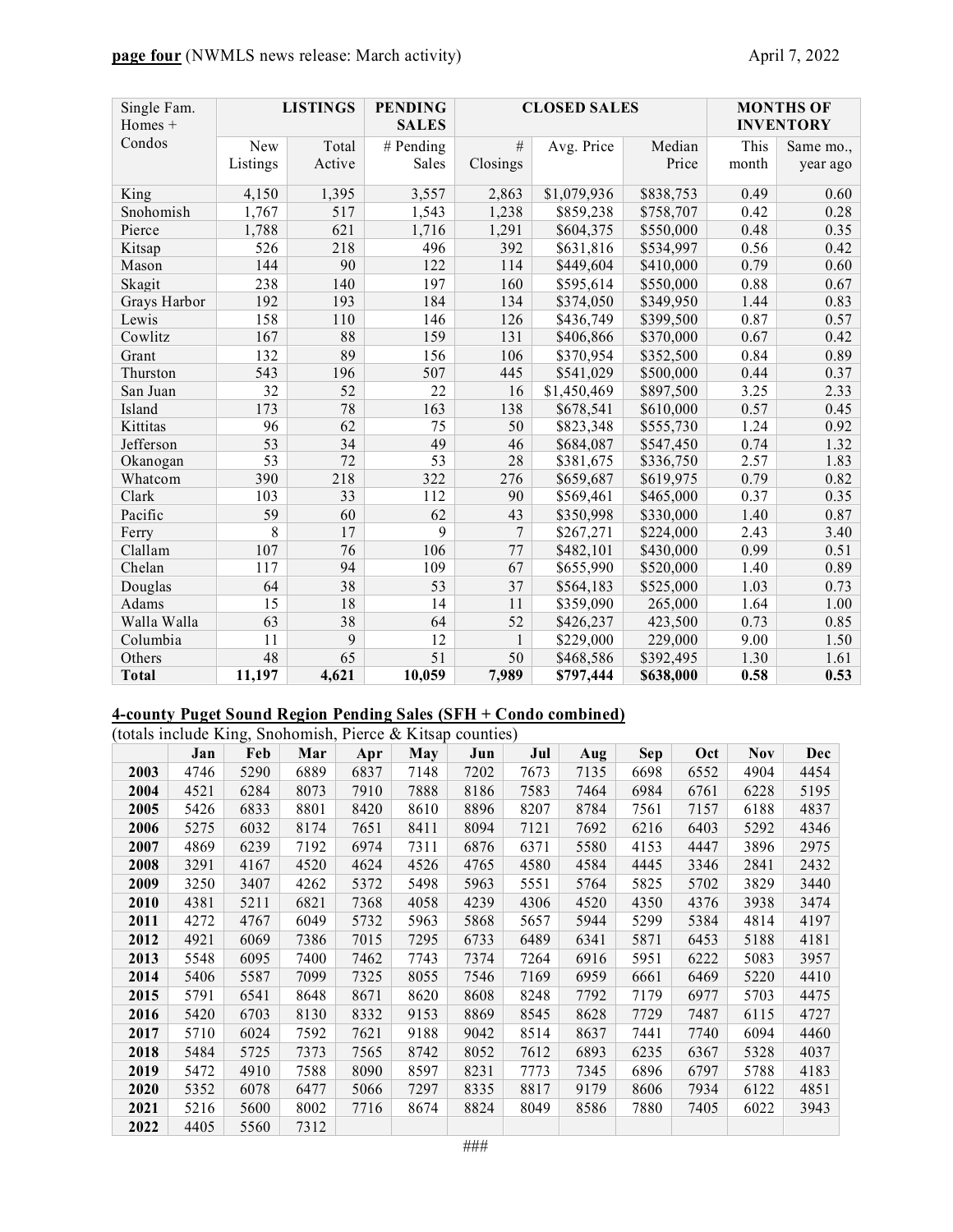| Single Fam. Homes + Condos | LISTINGS | | PENDING SALES | CLOSED SALES | | | MONTHS OF INVENTORY | |
|---|---|---|---|---|---|---|---|---|
| | New Listings | Total Active | # Pending Sales | # Closings | Avg. Price | Median Price | This month | Same mo., year ago |
| King | 4,150 | 1,395 | 3,557 | 2,863 | $1,079,936 | $838,753 | 0.49 | 0.60 |
| Snohomish | 1,767 | 517 | 1,543 | 1,238 | $859,238 | $758,707 | 0.42 | 0.28 |
| Pierce | 1,788 | 621 | 1,716 | 1,291 | $604,375 | $550,000 | 0.48 | 0.35 |
| Kitsap | 526 | 218 | 496 | 392 | $631,816 | $534,997 | 0.56 | 0.42 |
| Mason | 144 | 90 | 122 | 114 | $449,604 | $410,000 | 0.79 | 0.60 |
| Skagit | 238 | 140 | 197 | 160 | $595,614 | $550,000 | 0.88 | 0.67 |
| Grays Harbor | 192 | 193 | 184 | 134 | $374,050 | $349,950 | 1.44 | 0.83 |
| Lewis | 158 | 110 | 146 | 126 | $436,749 | $399,500 | 0.87 | 0.57 |
| Cowlitz | 167 | 88 | 159 | 131 | $406,866 | $370,000 | 0.67 | 0.42 |
| Grant | 132 | 89 | 156 | 106 | $370,954 | $352,500 | 0.84 | 0.89 |
| Thurston | 543 | 196 | 507 | 445 | $541,029 | $500,000 | 0.44 | 0.37 |
| San Juan | 32 | 52 | 22 | 16 | $1,450,469 | $897,500 | 3.25 | 2.33 |
| Island | 173 | 78 | 163 | 138 | $678,541 | $610,000 | 0.57 | 0.45 |
| Kittitas | 96 | 62 | 75 | 50 | $823,348 | $555,730 | 1.24 | 0.92 |
| Jefferson | 53 | 34 | 49 | 46 | $684,087 | $547,450 | 0.74 | 1.32 |
| Okanogan | 53 | 72 | 53 | 28 | $381,675 | $336,750 | 2.57 | 1.83 |
| Whatcom | 390 | 218 | 322 | 276 | $659,687 | $619,975 | 0.79 | 0.82 |
| Clark | 103 | 33 | 112 | 90 | $569,461 | $465,000 | 0.37 | 0.35 |
| Pacific | 59 | 60 | 62 | 43 | $350,998 | $330,000 | 1.40 | 0.87 |
| Ferry | 8 | 17 | 9 | 7 | $267,271 | $224,000 | 2.43 | 3.40 |
| Clallam | 107 | 76 | 106 | 77 | $482,101 | $430,000 | 0.99 | 0.51 |
| Chelan | 117 | 94 | 109 | 67 | $655,990 | $520,000 | 1.40 | 0.89 |
| Douglas | 64 | 38 | 53 | 37 | $564,183 | $525,000 | 1.03 | 0.73 |
| Adams | 15 | 18 | 14 | 11 | $359,090 | 265,000 | 1.64 | 1.00 |
| Walla Walla | 63 | 38 | 64 | 52 | $426,237 | 423,500 | 0.73 | 0.85 |
| Columbia | 11 | 9 | 12 | 1 | $229,000 | 229,000 | 9.00 | 1.50 |
| Others | 48 | 65 | 51 | 50 | $468,586 | $392,495 | 1.30 | 1.61 |
| **Total** | **11,197** | **4,621** | **10,059** | **7,989** | **$797,444** | **$638,000** | **0.58** | **0.53** |

## 4-county Puget Sound Region Pending Sales (SFH + Condo combined)

(totals include King, Snohomish, Pierce & Kitsap counties)

| | Jan | Feb | Mar | Apr | May | Jun | Jul | Aug | Sep | Oct | Nov | Dec |
|---|---|---|---|---|---|---|---|---|---|---|---|---|
| **2003** | 4746 | 5290 | 6889 | 6837 | 7148 | 7202 | 7673 | 7135 | 6698 | 6552 | 4904 | 4454 |
| **2004** | 4521 | 6284 | 8073 | 7910 | 7888 | 8186 | 7583 | 7464 | 6984 | 6761 | 6228 | 5195 |
| **2005** | 5426 | 6833 | 8801 | 8420 | 8610 | 8896 | 8207 | 8784 | 7561 | 7157 | 6188 | 4837 |
| **2006** | 5275 | 6032 | 8174 | 7651 | 8411 | 8094 | 7121 | 7692 | 6216 | 6403 | 5292 | 4346 |
| **2007** | 4869 | 6239 | 7192 | 6974 | 7311 | 6876 | 6371 | 5580 | 4153 | 4447 | 3896 | 2975 |
| **2008** | 3291 | 4167 | 4520 | 4624 | 4526 | 4765 | 4580 | 4584 | 4445 | 3346 | 2841 | 2432 |
| **2009** | 3250 | 3407 | 4262 | 5372 | 5498 | 5963 | 5551 | 5764 | 5825 | 5702 | 3829 | 3440 |
| **2010** | 4381 | 5211 | 6821 | 7368 | 4058 | 4239 | 4306 | 4520 | 4350 | 4376 | 3938 | 3474 |
| **2011** | 4272 | 4767 | 6049 | 5732 | 5963 | 5868 | 5657 | 5944 | 5299 | 5384 | 4814 | 4197 |
| **2012** | 4921 | 6069 | 7386 | 7015 | 7295 | 6733 | 6489 | 6341 | 5871 | 6453 | 5188 | 4181 |
| **2013** | 5548 | 6095 | 7400 | 7462 | 7743 | 7374 | 7264 | 6916 | 5951 | 6222 | 5083 | 3957 |
| **2014** | 5406 | 5587 | 7099 | 7325 | 8055 | 7546 | 7169 | 6959 | 6661 | 6469 | 5220 | 4410 |
| **2015** | 5791 | 6541 | 8648 | 8671 | 8620 | 8608 | 8248 | 7792 | 7179 | 6977 | 5703 | 4475 |
| **2016** | 5420 | 6703 | 8130 | 8332 | 9153 | 8869 | 8545 | 8628 | 7729 | 7487 | 6115 | 4727 |
| **2017** | 5710 | 6024 | 7592 | 7621 | 9188 | 9042 | 8514 | 8637 | 7441 | 7740 | 6094 | 4460 |
| **2018** | 5484 | 5725 | 7373 | 7565 | 8742 | 8052 | 7612 | 6893 | 6235 | 6367 | 5328 | 4037 |
| **2019** | 5472 | 4910 | 7588 | 8090 | 8597 | 8231 | 7773 | 7345 | 6896 | 6797 | 5788 | 4183 |
| **2020** | 5352 | 6078 | 6477 | 5066 | 7297 | 8335 | 8817 | 9179 | 8606 | 7934 | 6122 | 4851 |
| **2021** | 5216 | 5600 | 8002 | 7716 | 8674 | 8824 | 8049 | 8586 | 7880 | 7405 | 6022 | 3943 |
| **2022** | 4405 | 5560 | 7312 | | | | | | | | | |

###